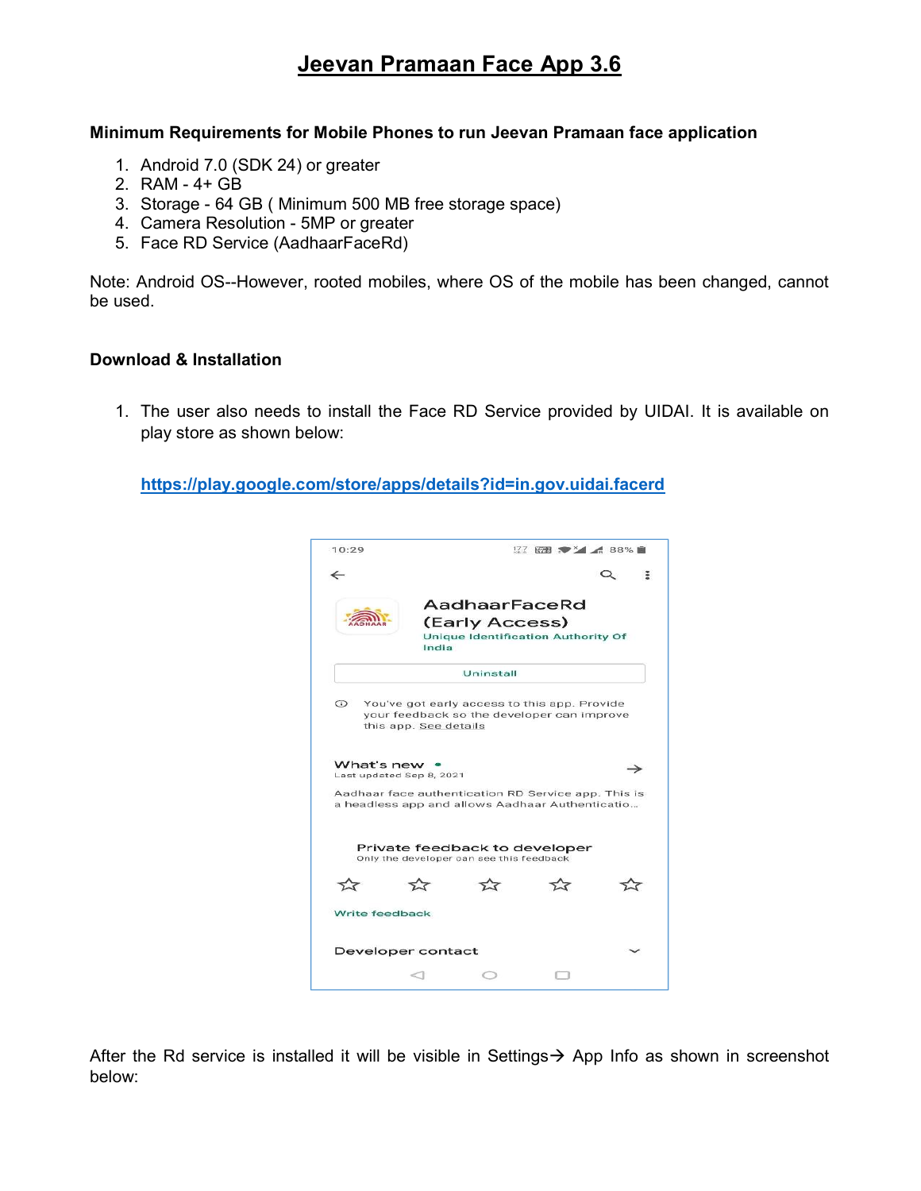# Jeevan Pramaan Face App 3.6

**Minimum Requirements for Mobile Phones to run Jeevan Pramaan face application**

1. Android 7.0 (SDK 24) or greater
2. RAM - 4+ GB
3. Storage - 64 GB ( Minimum 500 MB free storage space)
4. Camera Resolution - 5MP or greater
5. Face RD Service (AadhaarFaceRd)

Note: Android OS--However, rooted mobiles, where OS of the mobile has been changed, cannot be used.

**Download & Installation**

1. The user also needs to install the Face RD Service provided by UIDAI. It is available on play store as shown below:

   [https://play.google.com/store/apps/details?id=in.gov.uidai.facerd](https://play.google.com/store/apps/details?id=in.gov.uidai.facerd)

After the Rd service is installed it will be visible in Settings→ App Info as shown in screenshot below: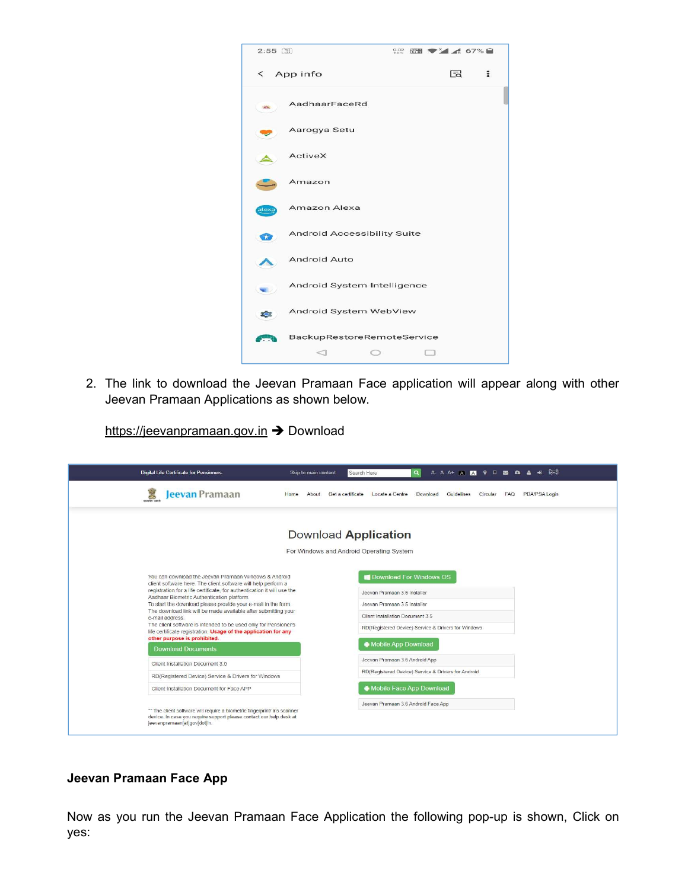2. The link to download the Jeevan Pramaan Face application will appear along with other Jeevan Pramaan Applications as shown below.

   https://jeevanpramaan.gov.in ➔ Download

### Jeevan Pramaan Face App

Now as you run the Jeevan Pramaan Face Application the following pop-up is shown, Click on yes: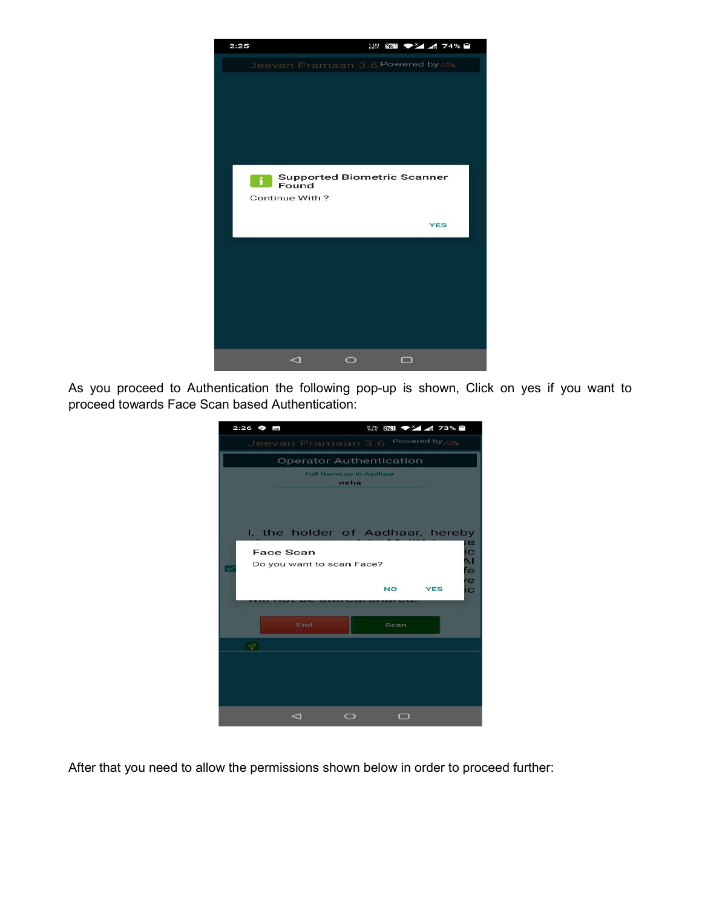As you proceed to Authentication the following pop-up is shown, Click on yes if you want to proceed towards Face Scan based Authentication:

After that you need to allow the permissions shown below in order to proceed further: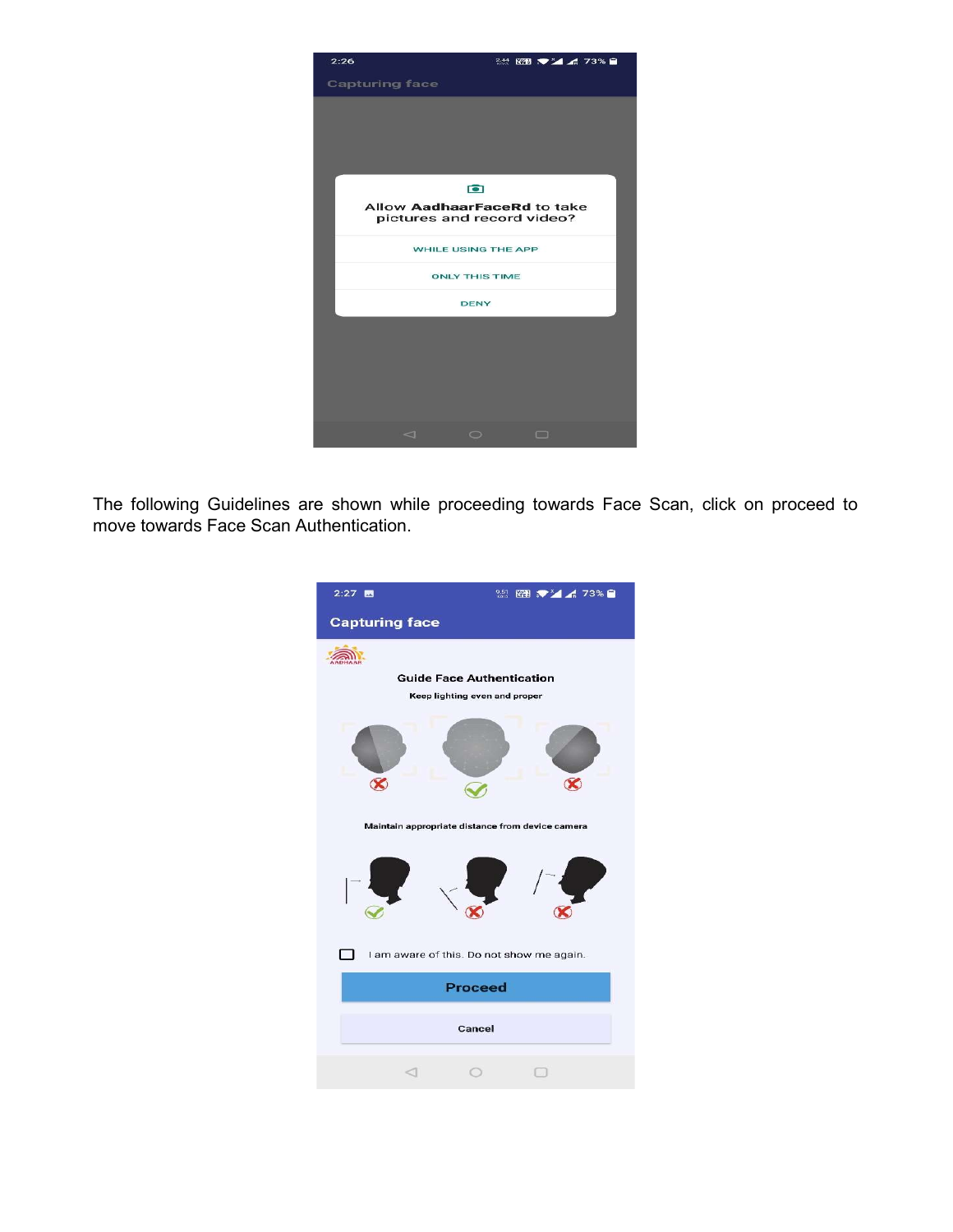The following Guidelines are shown while proceeding towards Face Scan, click on proceed to move towards Face Scan Authentication.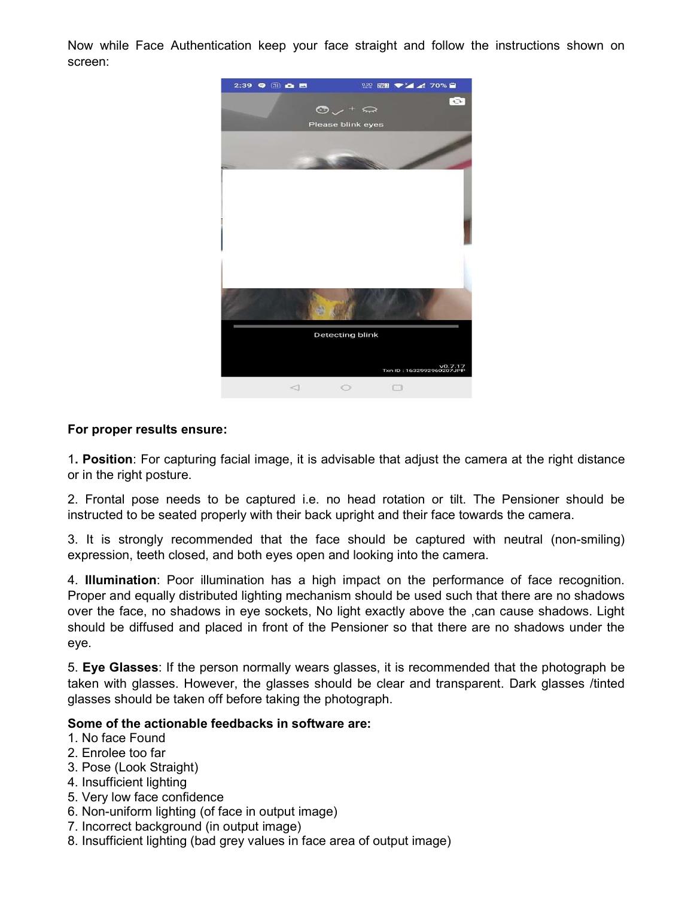Now while Face Authentication keep your face straight and follow the instructions shown on screen:

**For proper results ensure:**

1**. Position**: For capturing facial image, it is advisable that adjust the camera at the right distance or in the right posture.

2. Frontal pose needs to be captured i.e. no head rotation or tilt. The Pensioner should be instructed to be seated properly with their back upright and their face towards the camera.

3. It is strongly recommended that the face should be captured with neutral (non-smiling) expression, teeth closed, and both eyes open and looking into the camera.

4. **Illumination**: Poor illumination has a high impact on the performance of face recognition. Proper and equally distributed lighting mechanism should be used such that there are no shadows over the face, no shadows in eye sockets, No light exactly above the ,can cause shadows. Light should be diffused and placed in front of the Pensioner so that there are no shadows under the eye.

5. **Eye Glasses**: If the person normally wears glasses, it is recommended that the photograph be taken with glasses. However, the glasses should be clear and transparent. Dark glasses /tinted glasses should be taken off before taking the photograph.

**Some of the actionable feedbacks in software are:**

1. No face Found
2. Enrolee too far
3. Pose (Look Straight)
4. Insufficient lighting
5. Very low face confidence
6. Non-uniform lighting (of face in output image)
7. Incorrect background (in output image)
8. Insufficient lighting (bad grey values in face area of output image)